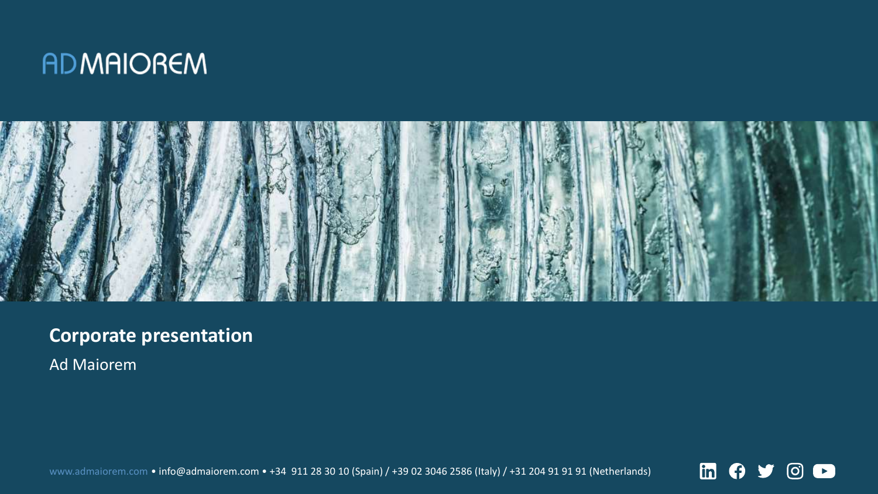ADMAIOREM

# Corporate presentation

Ad Maiorem

www.admaiorem.com • info@admaiorem.com • +34 911 28 30 10 (Spain) / +39 02 3046 2586 (Italy) / +31 204 91 91 91 (Netherlands)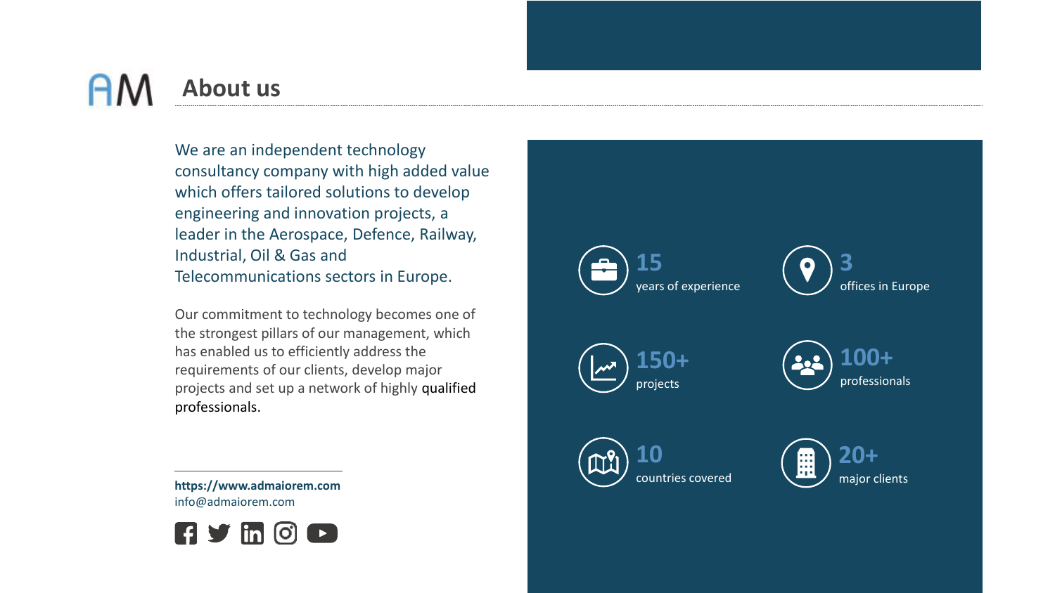# About us

We are an independent technology consultancy company with high added value which offers tailored solutions to develop engineering and innovation projects, a leader in the Aerospace, Defence, Railway, Industrial, Oil & Gas and Telecommunications sectors in Europe.

Our commitment to technology becomes one of the strongest pillars of our management, which has enabled us to efficiently address the requirements of our clients, develop major projects and set up a network of highly qualified professionals.

**https://www.admaiorem.com**
info@admaiorem.com

**15** years of experience

**3** offices in Europe

**150+** projects

**100+** professionals

**10** countries covered

**20+** major clients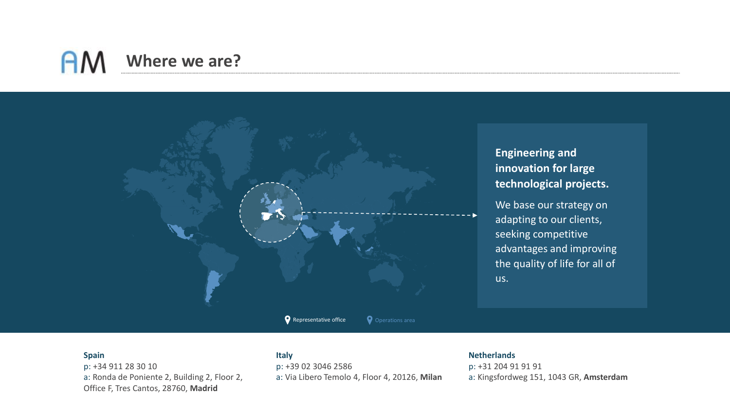# Where we are?

**Engineering and innovation for large technological projects.**

We base our strategy on adapting to our clients, seeking competitive advantages and improving the quality of life for all of us.

Representative office

Operations area

**Spain**
p: +34 911 28 30 10
a: Ronda de Poniente 2, Building 2, Floor 2, Office F, Tres Cantos, 28760, **Madrid**

**Italy**
p: +39 02 3046 2586
a: Via Libero Temolo 4, Floor 4, 20126, **Milan**

**Netherlands**
p: +31 204 91 91 91
a: Kingsfordweg 151, 1043 GR, **Amsterdam**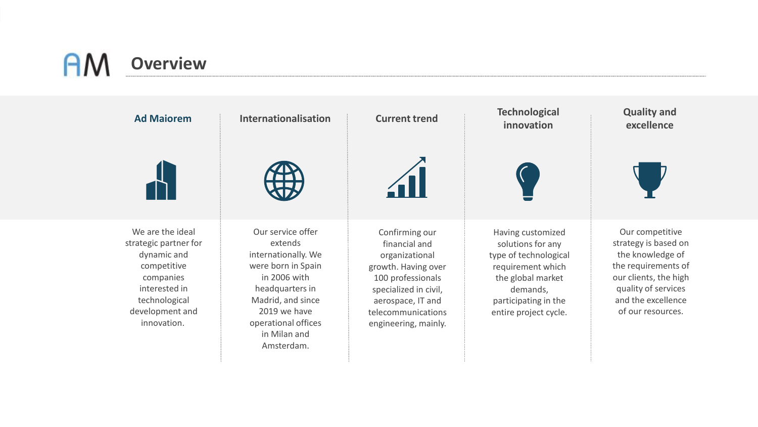# Overview

### Ad Maiorem

We are the ideal strategic partner for dynamic and competitive companies interested in technological development and innovation.

### Internationalisation

Our service offer extends internationally. We were born in Spain in 2006 with headquarters in Madrid, and since 2019 we have operational offices in Milan and Amsterdam.

### Current trend

Confirming our financial and organizational growth. Having over 100 professionals specialized in civil, aerospace, IT and telecommunications engineering, mainly.

### Technological innovation

Having customized solutions for any type of technological requirement which the global market demands, participating in the entire project cycle.

### Quality and excellence

Our competitive strategy is based on the knowledge of the requirements of our clients, the high quality of services and the excellence of our resources.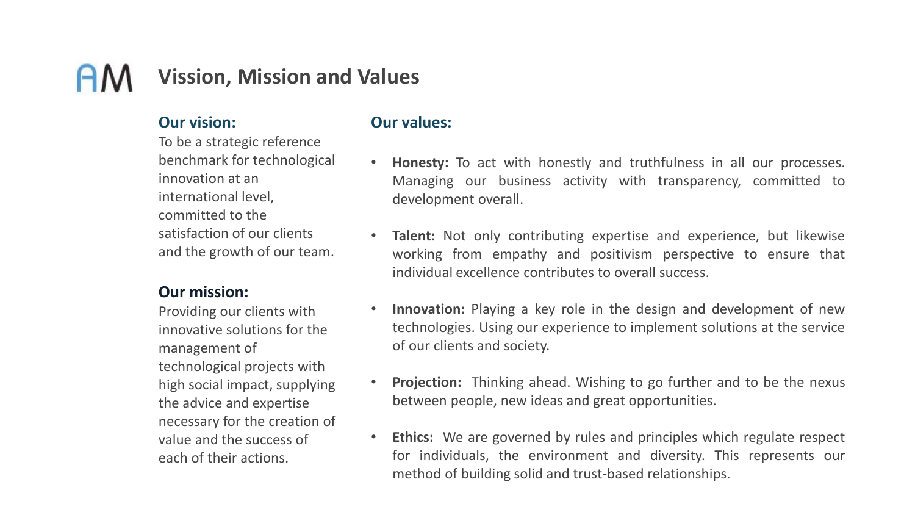# Vission, Mission and Values

## Our vision:

To be a strategic reference benchmark for technological innovation at an international level, committed to the satisfaction of our clients and the growth of our team.

## Our mission:

Providing our clients with innovative solutions for the management of technological projects with high social impact, supplying the advice and expertise necessary for the creation of value and the success of each of their actions.

## Our values:

- **Honesty:** To act with honestly and truthfulness in all our processes. Managing our business activity with transparency, committed to development overall.
- **Talent:** Not only contributing expertise and experience, but likewise working from empathy and positivism perspective to ensure that individual excellence contributes to overall success.
- **Innovation:** Playing a key role in the design and development of new technologies. Using our experience to implement solutions at the service of our clients and society.
- **Projection:** Thinking ahead. Wishing to go further and to be the nexus between people, new ideas and great opportunities.
- **Ethics:** We are governed by rules and principles which regulate respect for individuals, the environment and diversity. This represents our method of building solid and trust-based relationships.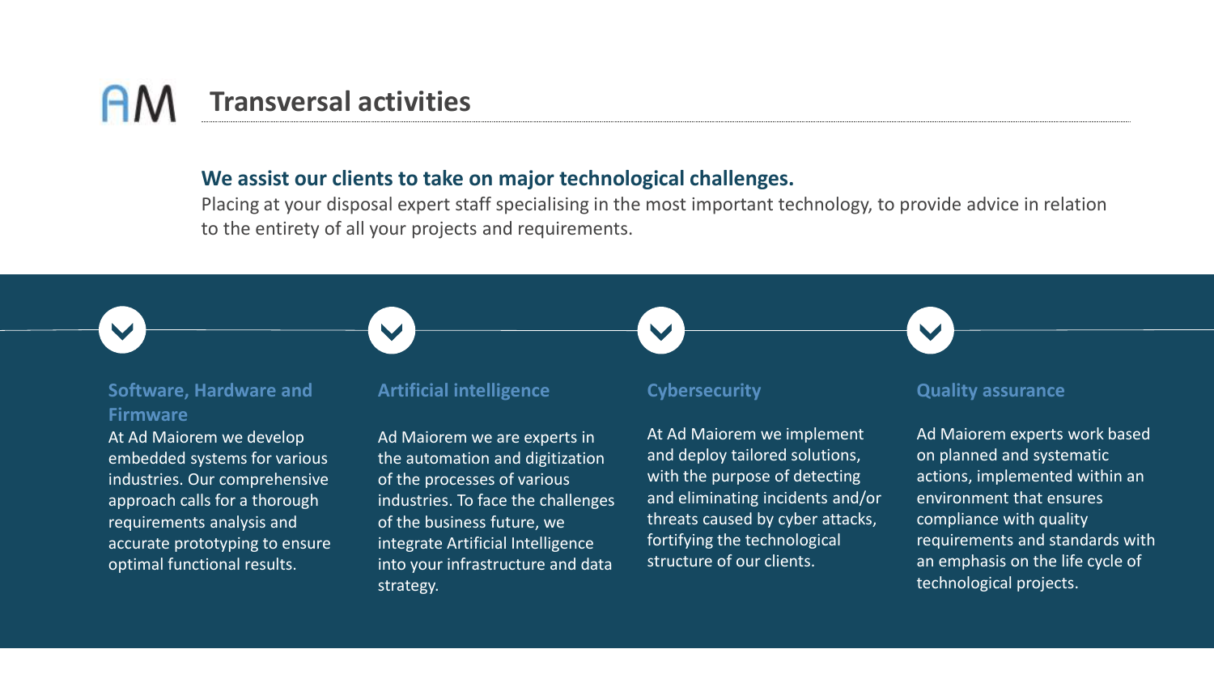# Transversal activities

**We assist our clients to take on major technological challenges.**

Placing at your disposal expert staff specialising in the most important technology, to provide advice in relation to the entirety of all your projects and requirements.

### Software, Hardware and Firmware

At Ad Maiorem we develop embedded systems for various industries. Our comprehensive approach calls for a thorough requirements analysis and accurate prototyping to ensure optimal functional results.

### Artificial intelligence

Ad Maiorem we are experts in the automation and digitization of the processes of various industries. To face the challenges of the business future, we integrate Artificial Intelligence into your infrastructure and data strategy.

### Cybersecurity

At Ad Maiorem we implement and deploy tailored solutions, with the purpose of detecting and eliminating incidents and/or threats caused by cyber attacks, fortifying the technological structure of our clients.

### Quality assurance

Ad Maiorem experts work based on planned and systematic actions, implemented within an environment that ensures compliance with quality requirements and standards with an emphasis on the life cycle of technological projects.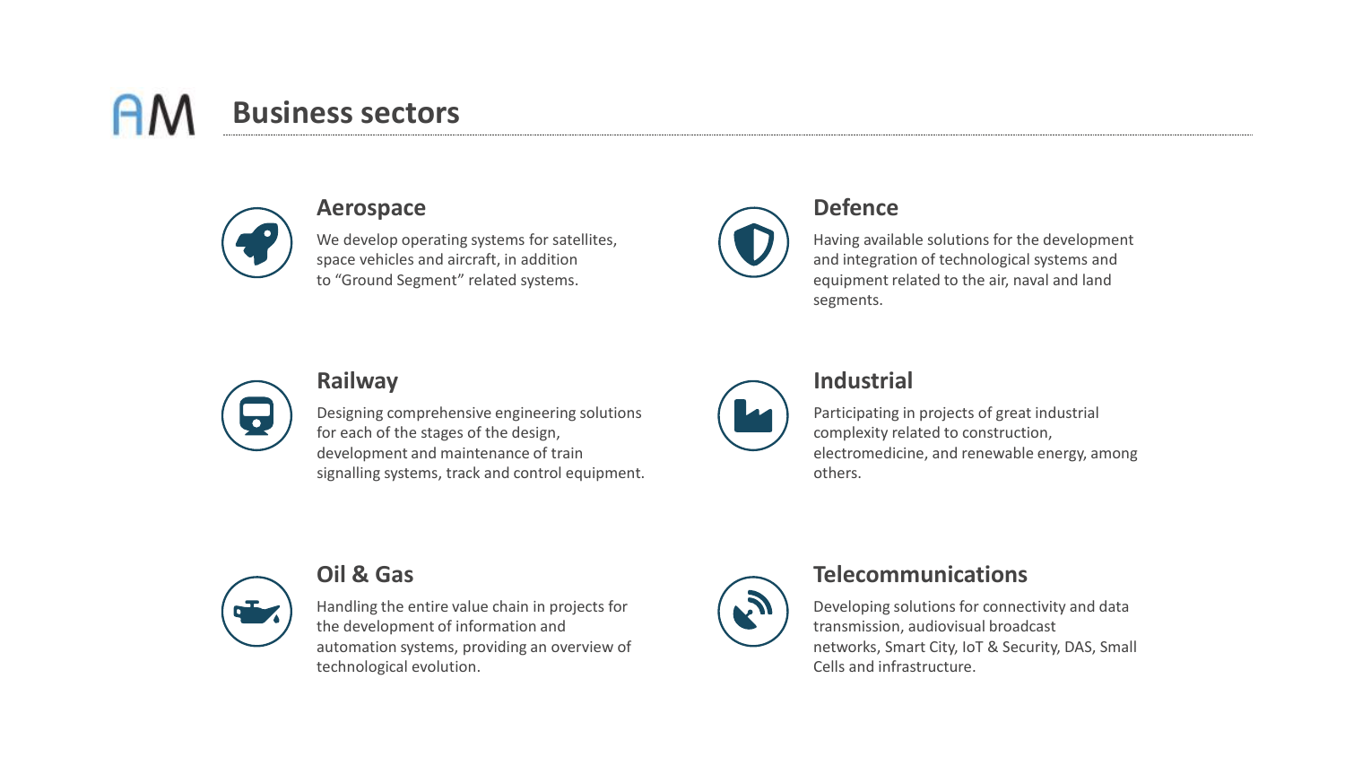# Business sectors

## Aerospace

We develop operating systems for satellites, space vehicles and aircraft, in addition to “Ground Segment” related systems.

## Defence

Having available solutions for the development and integration of technological systems and equipment related to the air, naval and land segments.

## Railway

Designing comprehensive engineering solutions for each of the stages of the design, development and maintenance of train signalling systems, track and control equipment.

## Industrial

Participating in projects of great industrial complexity related to construction, electromedicine, and renewable energy, among others.

## Oil & Gas

Handling the entire value chain in projects for the development of information and automation systems, providing an overview of technological evolution.

## Telecommunications

Developing solutions for connectivity and data transmission, audiovisual broadcast networks, Smart City, IoT & Security, DAS, Small Cells and infrastructure.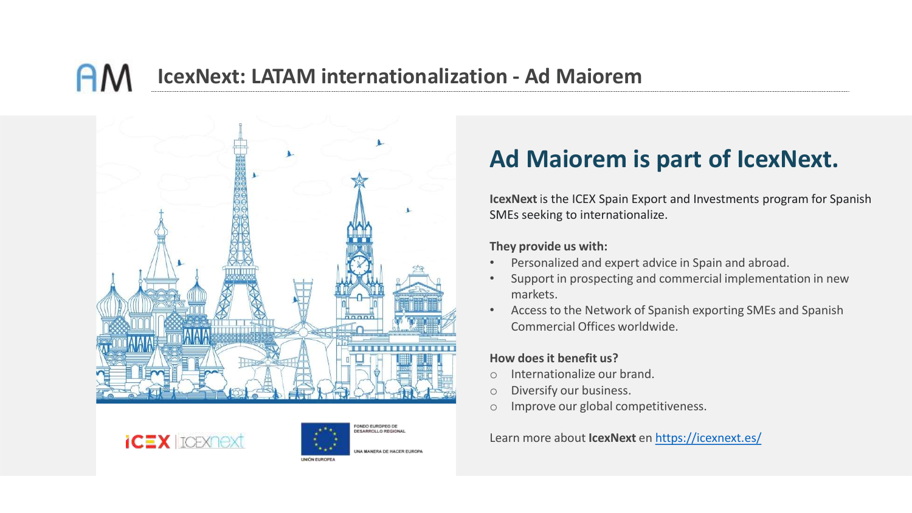# IcexNext: LATAM internationalization - Ad Maiorem

## Ad Maiorem is part of IcexNext.

**IcexNext** is the ICEX Spain Export and Investments program for Spanish SMEs seeking to internationalize.

**They provide us with:**

- Personalized and expert advice in Spain and abroad.
- Support in prospecting and commercial implementation in new markets.
- Access to the Network of Spanish exporting SMEs and Spanish Commercial Offices worldwide.

**How does it benefit us?**

- Internationalize our brand.
- Diversify our business.
- Improve our global competitiveness.

Learn more about **IcexNext** en https://icexnext.es/

ICEX | ICEXnext

FONDO EUROPEO DE DESARROLLO REGIONAL

UNA MANERA DE HACER EUROPA

UNIÓN EUROPEA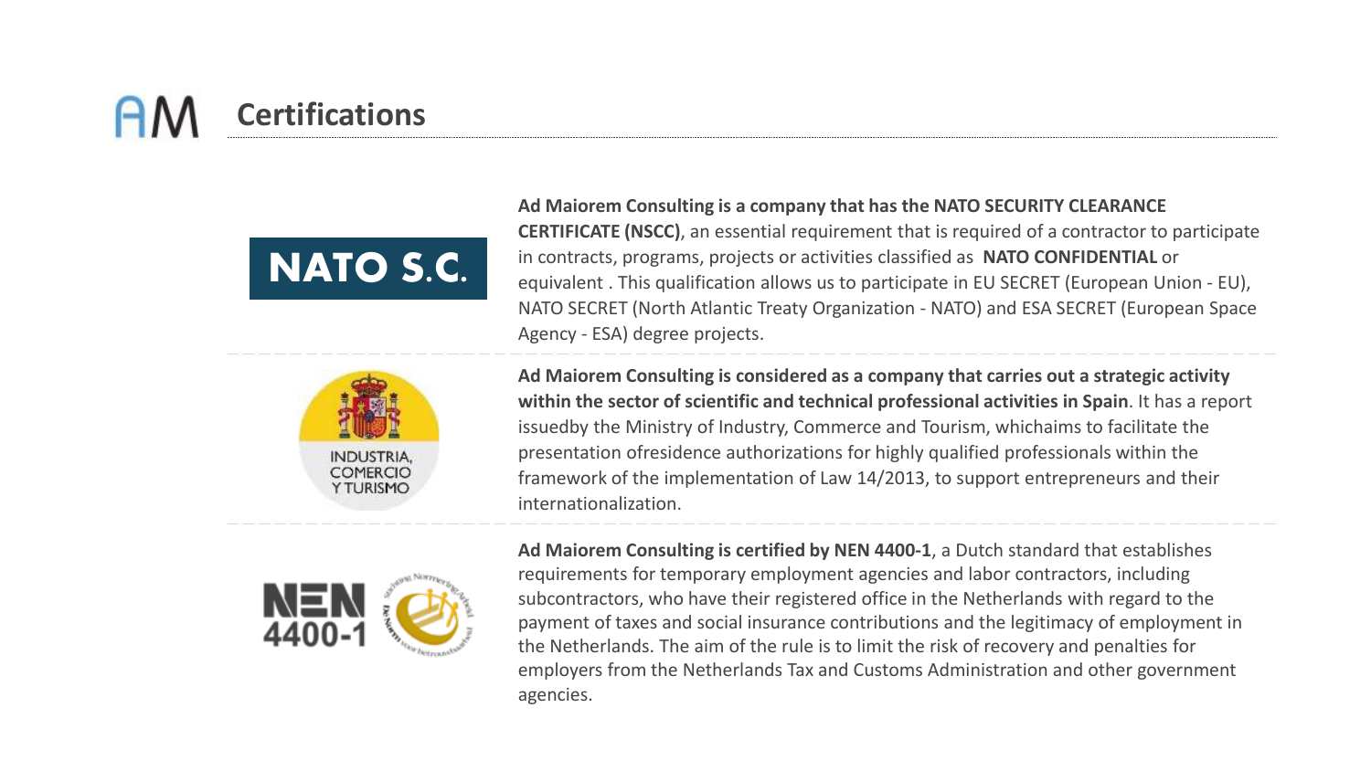# Certifications

NATO S.C.

**Ad Maiorem Consulting is a company that has the NATO SECURITY CLEARANCE CERTIFICATE (NSCC)**, an essential requirement that is required of a contractor to participate in contracts, programs, projects or activities classified as **NATO CONFIDENTIAL** or equivalent . This qualification allows us to participate in EU SECRET (European Union - EU), NATO SECRET (North Atlantic Treaty Organization - NATO) and ESA SECRET (European Space Agency - ESA) degree projects.

INDUSTRIA, COMERCIO Y TURISMO

**Ad Maiorem Consulting is considered as a company that carries out a strategic activity within the sector of scientific and technical professional activities in Spain**. It has a report issuedby the Ministry of Industry, Commerce and Tourism, whichaims to facilitate the presentation ofresidence authorizations for highly qualified professionals within the framework of the implementation of Law 14/2013, to support entrepreneurs and their internationalization.

NEN 4400-1

**Ad Maiorem Consulting is certified by NEN 4400-1**, a Dutch standard that establishes requirements for temporary employment agencies and labor contractors, including subcontractors, who have their registered office in the Netherlands with regard to the payment of taxes and social insurance contributions and the legitimacy of employment in the Netherlands. The aim of the rule is to limit the risk of recovery and penalties for employers from the Netherlands Tax and Customs Administration and other government agencies.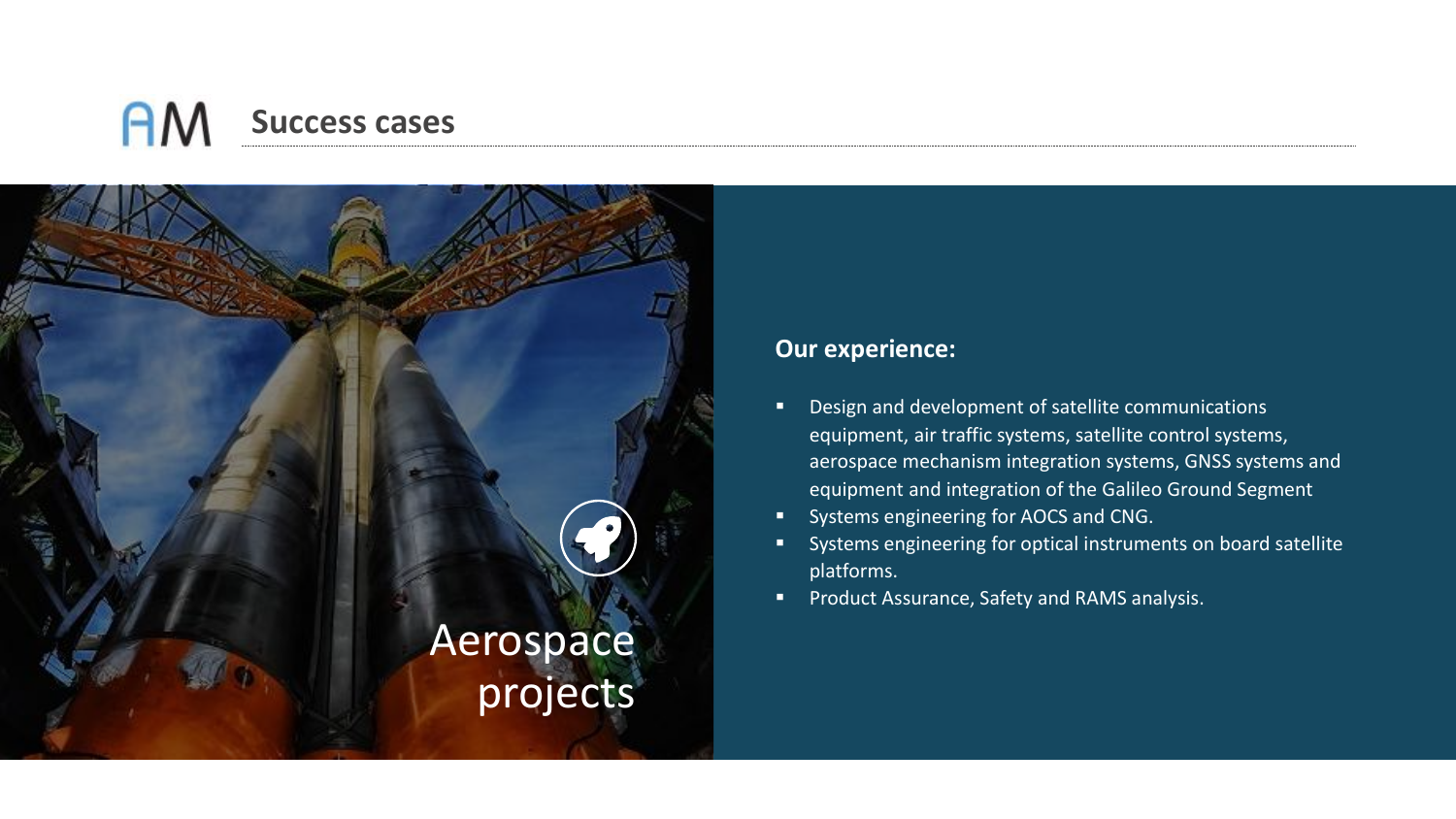# Success cases

## Aerospace projects

**Our experience:**

- Design and development of satellite communications equipment, air traffic systems, satellite control systems, aerospace mechanism integration systems, GNSS systems and equipment and integration of the Galileo Ground Segment
- Systems engineering for AOCS and CNG.
- Systems engineering for optical instruments on board satellite platforms.
- Product Assurance, Safety and RAMS analysis.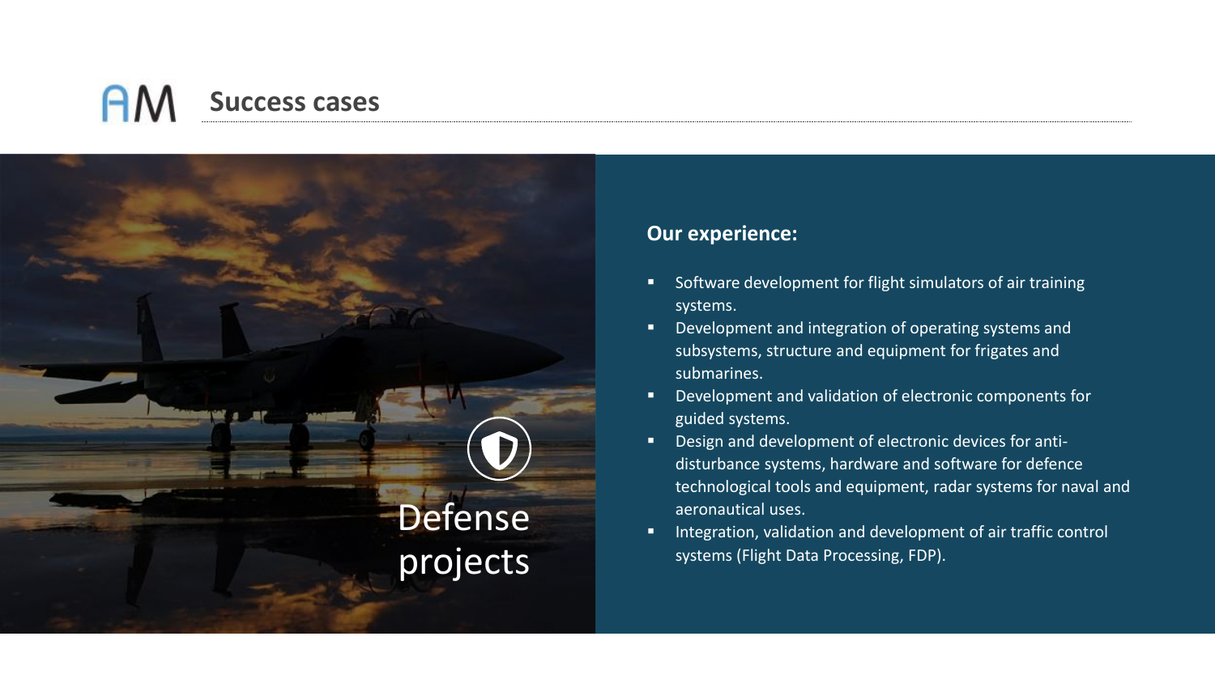# Success cases

## Defense projects

**Our experience:**

- Software development for flight simulators of air training systems.
- Development and integration of operating systems and subsystems, structure and equipment for frigates and submarines.
- Development and validation of electronic components for guided systems.
- Design and development of electronic devices for anti-disturbance systems, hardware and software for defence technological tools and equipment, radar systems for naval and aeronautical uses.
- Integration, validation and development of air traffic control systems (Flight Data Processing, FDP).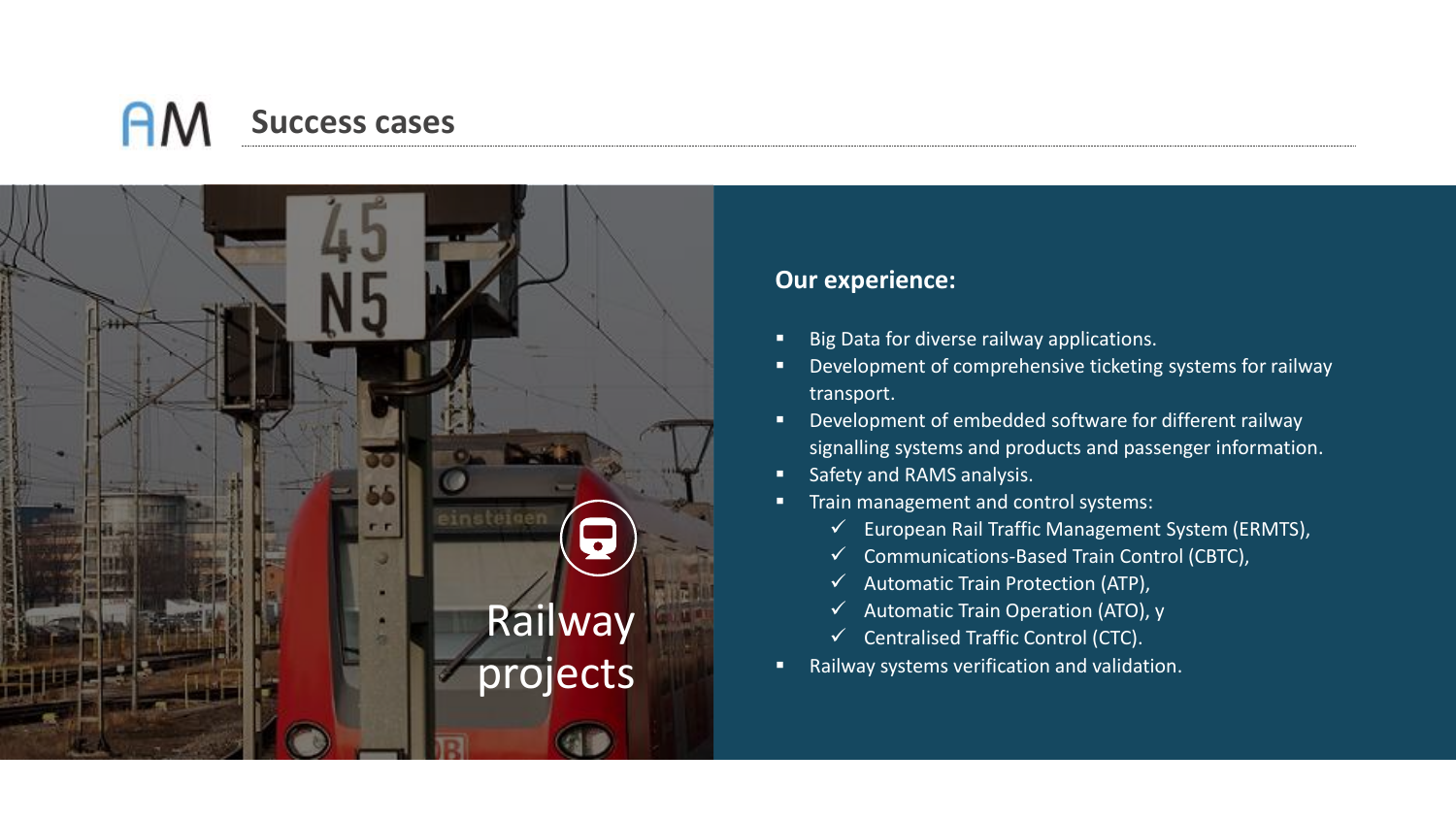## Success cases

Railway projects

**Our experience:**

- Big Data for diverse railway applications.
- Development of comprehensive ticketing systems for railway transport.
- Development of embedded software for different railway signalling systems and products and passenger information.
- Safety and RAMS analysis.
- Train management and control systems:
  - ✓ European Rail Traffic Management System (ERMTS),
  - ✓ Communications-Based Train Control (CBTC),
  - ✓ Automatic Train Protection (ATP),
  - ✓ Automatic Train Operation (ATO), y
  - ✓ Centralised Traffic Control (CTC).
- Railway systems verification and validation.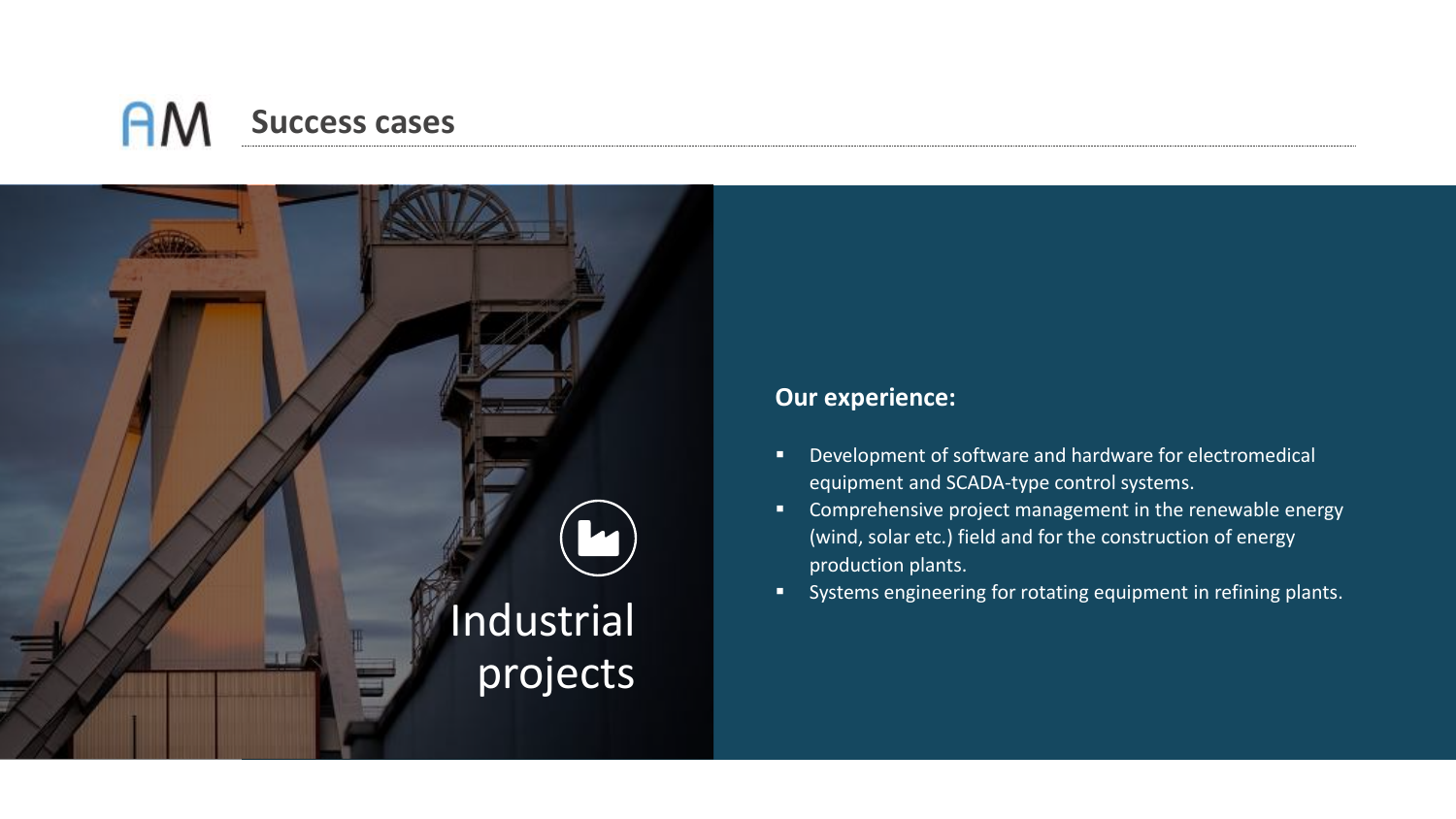## Success cases

### Industrial projects

**Our experience:**

- Development of software and hardware for electromedical equipment and SCADA-type control systems.
- Comprehensive project management in the renewable energy (wind, solar etc.) field and for the construction of energy production plants.
- Systems engineering for rotating equipment in refining plants.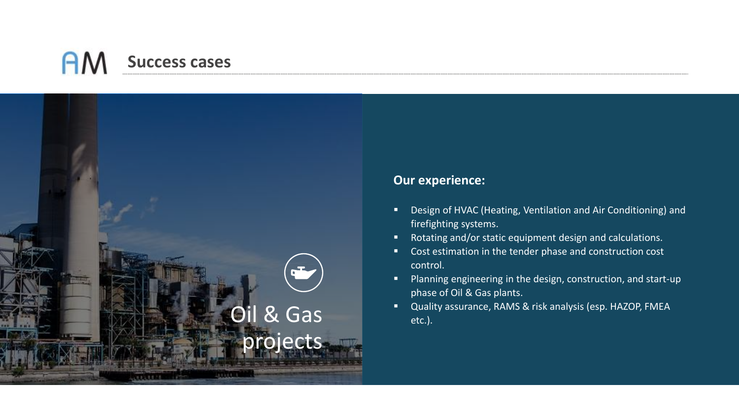# Success cases

## Oil & Gas projects

**Our experience:**

- Design of HVAC (Heating, Ventilation and Air Conditioning) and firefighting systems.
- Rotating and/or static equipment design and calculations.
- Cost estimation in the tender phase and construction cost control.
- Planning engineering in the design, construction, and start-up phase of Oil & Gas plants.
- Quality assurance, RAMS & risk analysis (esp. HAZOP, FMEA etc.).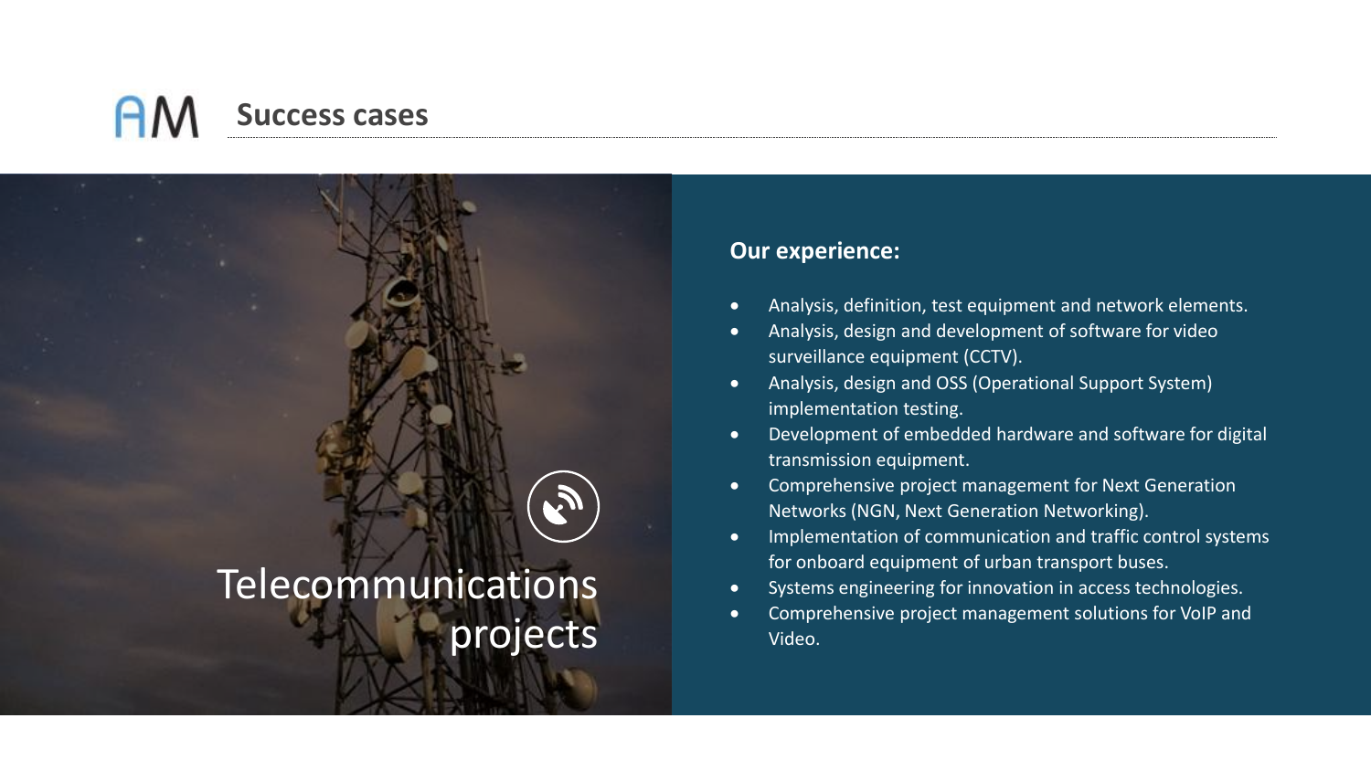# Success cases

## Telecommunications projects

**Our experience:**

- Analysis, definition, test equipment and network elements.
- Analysis, design and development of software for video surveillance equipment (CCTV).
- Analysis, design and OSS (Operational Support System) implementation testing.
- Development of embedded hardware and software for digital transmission equipment.
- Comprehensive project management for Next Generation Networks (NGN, Next Generation Networking).
- Implementation of communication and traffic control systems for onboard equipment of urban transport buses.
- Systems engineering for innovation in access technologies.
- Comprehensive project management solutions for VoIP and Video.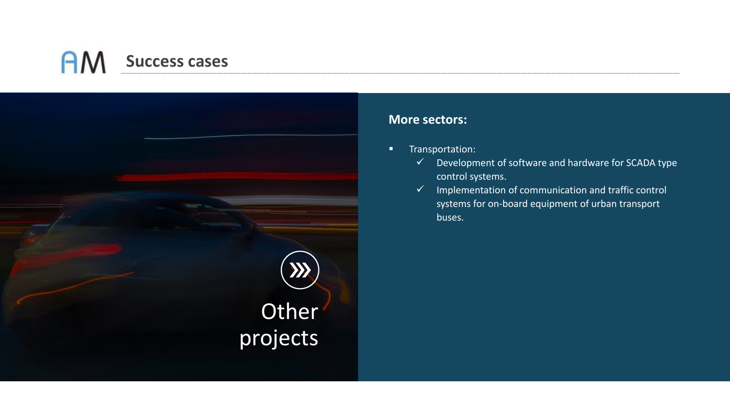# Success cases

## Other projects

**More sectors:**

- Transportation:
  - ✓ Development of software and hardware for SCADA type control systems.
  - ✓ Implementation of communication and traffic control systems for on-board equipment of urban transport buses.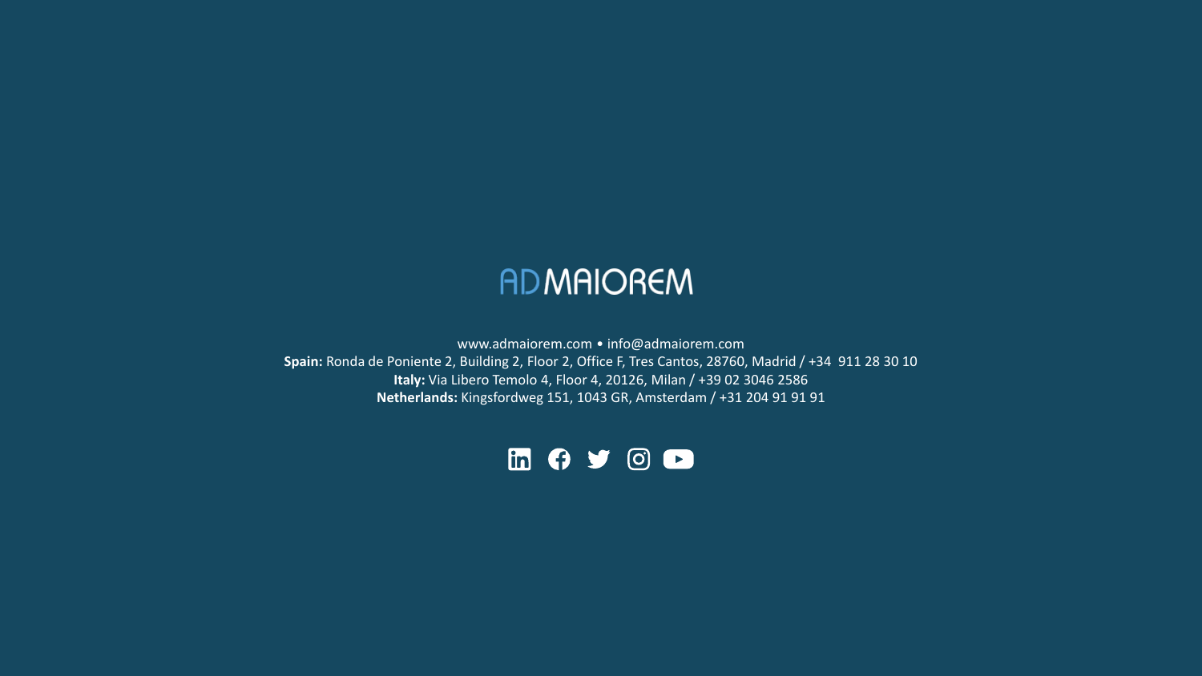ADMAIOREM

www.admaiorem.com • info@admaiorem.com

**Spain:** Ronda de Poniente 2, Building 2, Floor 2, Office F, Tres Cantos, 28760, Madrid / +34 911 28 30 10

**Italy:** Via Libero Temolo 4, Floor 4, 20126, Milan / +39 02 3046 2586

**Netherlands:** Kingsfordweg 151, 1043 GR, Amsterdam / +31 204 91 91 91